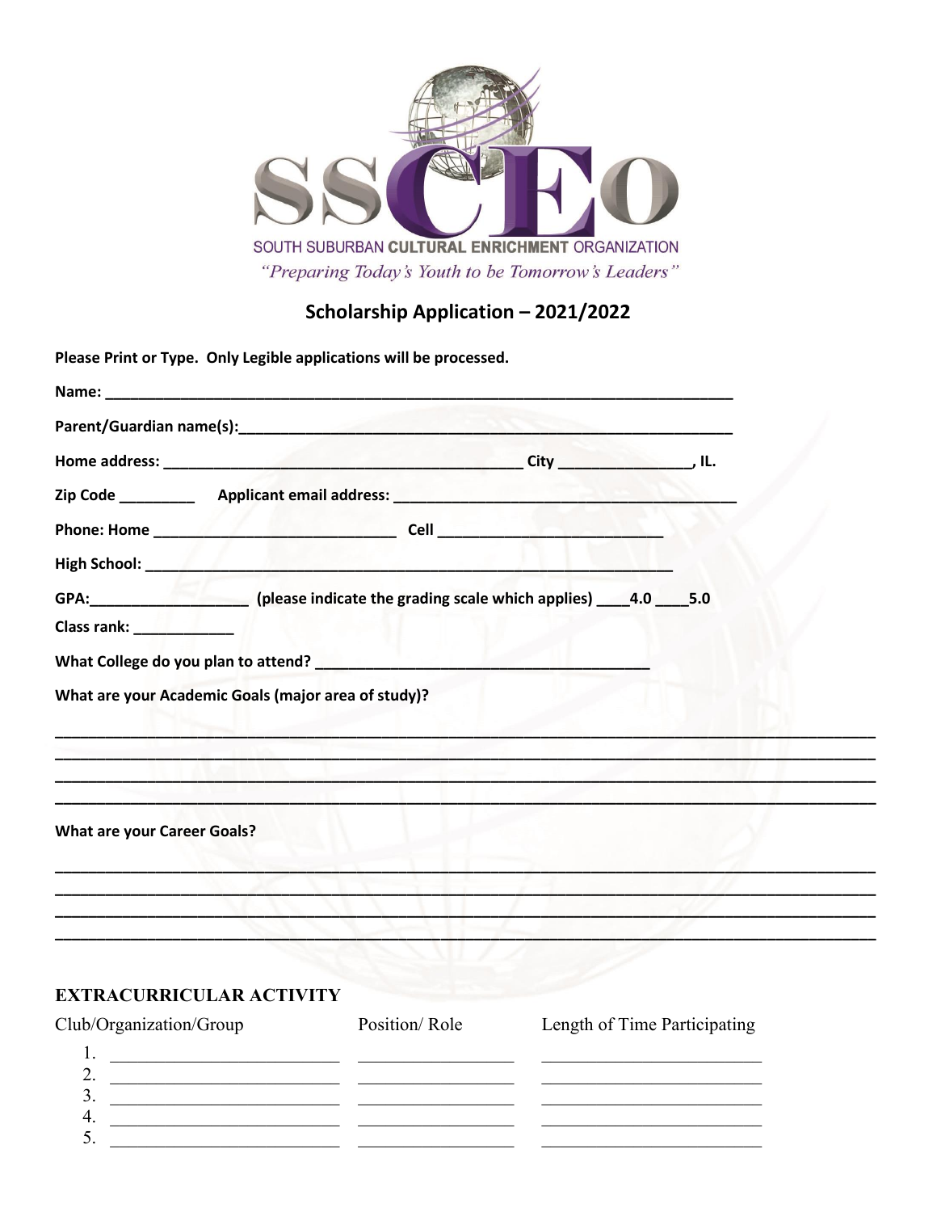SOUTH SUBURBAN CULTURAL ENRICHMENT ORGANIZATION

*"Preparing Today's Youth to be Tomorrow's Leaders"*

# Scholarship Application – 2021/2022

**Please Print or Type. Only Legible applications will be processed.**

**Name:** ______________________________________________________________________________

**Parent/Guardian name(s):**_______________________________________________________________

**Home address:** ____________________________________________ **City** ________________, **IL.**

**Zip Code** _________ **Applicant email address:** __________________________________________

**Phone: Home** _____________________________ **Cell** ___________________________

**High School:** _________________________________________________________________

**GPA:**___________________ **(please indicate the grading scale which applies)** ____**4.0** ____**5.0**

**Class rank:** ____________

**What College do you plan to attend?** ________________________________________

**What are your Academic Goals (major area of study)?**

__________________________________________________________________________________________

__________________________________________________________________________________________

__________________________________________________________________________________________

__________________________________________________________________________________________

**What are your Career Goals?**

__________________________________________________________________________________________

__________________________________________________________________________________________

__________________________________________________________________________________________

__________________________________________________________________________________________

## EXTRACURRICULAR ACTIVITY

| Club/Organization/Group | Position/ Role | Length of Time Participating |
|---|---|---|
| 1. ________________________ | _________________ | ________________________ |
| 2. ________________________ | _________________ | ________________________ |
| 3. ________________________ | _________________ | ________________________ |
| 4. ________________________ | _________________ | ________________________ |
| 5. ________________________ | _________________ | ________________________ |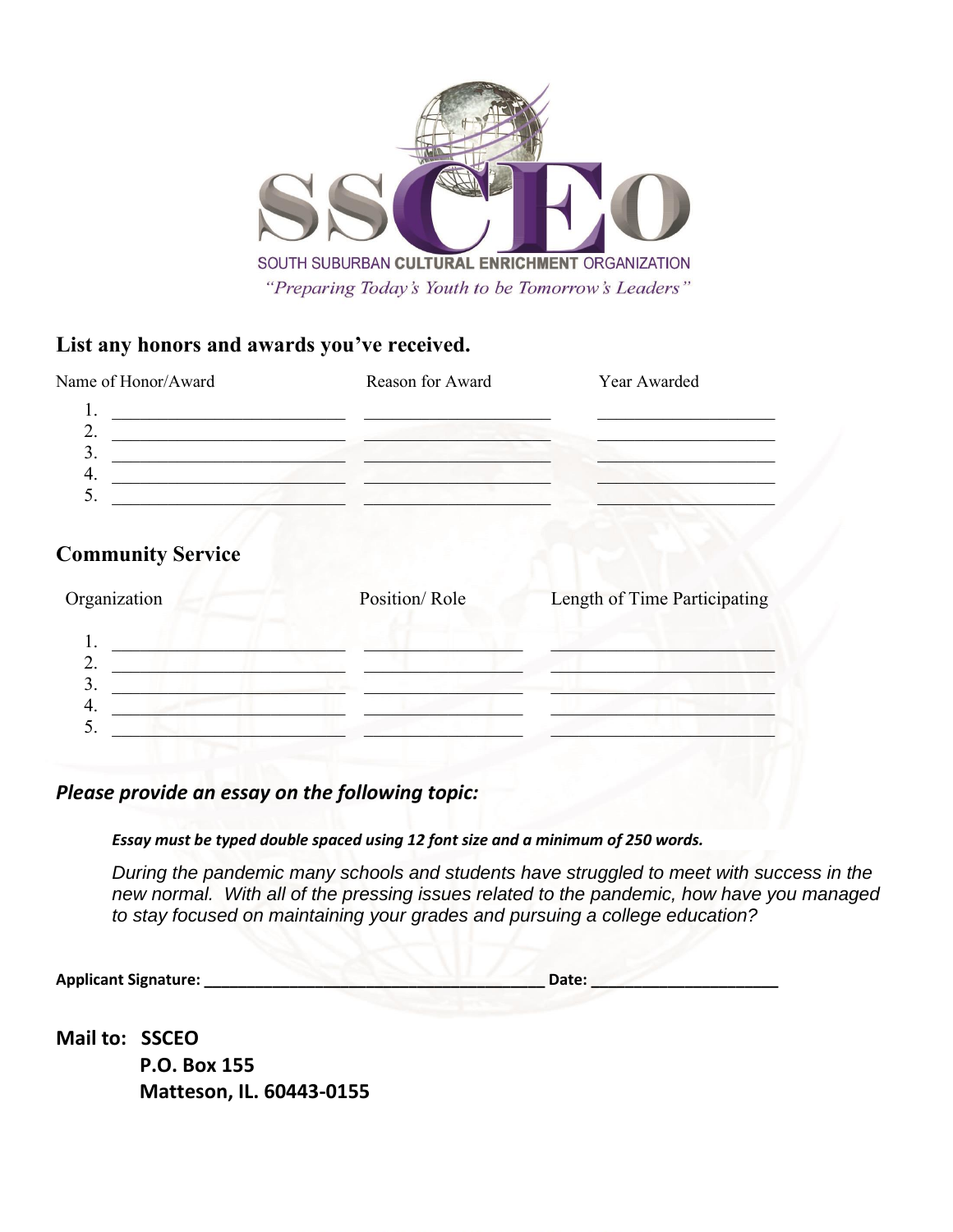SOUTH SUBURBAN CULTURAL ENRICHMENT ORGANIZATION

*"Preparing Today's Youth to be Tomorrow's Leaders"*

## List any honors and awards you've received.

| | Name of Honor/Award | Reason for Award | Year Awarded |
|---|---|---|---|
| 1. | | | |
| 2. | | | |
| 3. | | | |
| 4. | | | |
| 5. | | | |

## Community Service

| | Organization | Position/ Role | Length of Time Participating |
|---|---|---|---|
| 1. | | | |
| 2. | | | |
| 3. | | | |
| 4. | | | |
| 5. | | | |

## *Please provide an essay on the following topic:*

***Essay must be typed double spaced using 12 font size and a minimum of 250 words.***

*During the pandemic many schools and students have struggled to meet with success in the new normal. With all of the pressing issues related to the pandemic, how have you managed to stay focused on maintaining your grades and pursuing a college education?*

**Applicant Signature: ________________________________________ Date: ______________________**

**Mail to: SSCEO**
**P.O. Box 155**
**Matteson, IL. 60443-0155**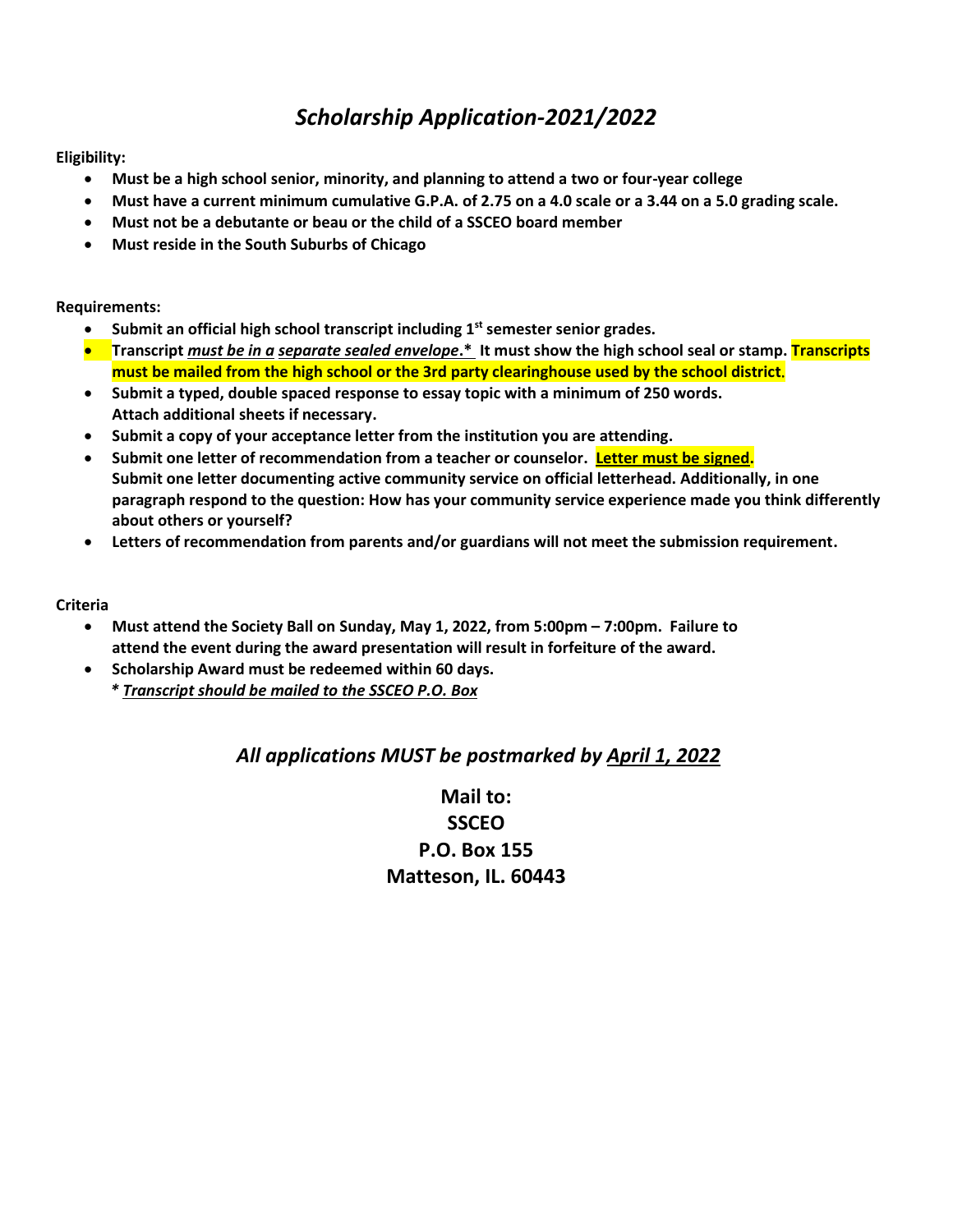# *Scholarship Application-2021/2022*

**Eligibility:**

- **Must be a high school senior, minority, and planning to attend a two or four-year college**
- **Must have a current minimum cumulative G.P.A. of 2.75 on a 4.0 scale or a 3.44 on a 5.0 grading scale.**
- **Must not be a debutante or beau or the child of a SSCEO board member**
- **Must reside in the South Suburbs of Chicago**

**Requirements:**

- **Submit an official high school transcript including 1st semester senior grades.**
- **Transcript *must be in a separate sealed envelope*.\* It must show the high school seal or stamp. Transcripts must be mailed from the high school or the 3rd party clearinghouse used by the school district.**
- **Submit a typed, double spaced response to essay topic with a minimum of 250 words. Attach additional sheets if necessary.**
- **Submit a copy of your acceptance letter from the institution you are attending.**
- **Submit one letter of recommendation from a teacher or counselor. Letter must be signed.**
  **Submit one letter documenting active community service on official letterhead. Additionally, in one paragraph respond to the question: How has your community service experience made you think differently about others or yourself?**
- **Letters of recommendation from parents and/or guardians will not meet the submission requirement.**

**Criteria**

- **Must attend the Society Ball on Sunday, May 1, 2022, from 5:00pm – 7:00pm. Failure to attend the event during the award presentation will result in forfeiture of the award.**
- **Scholarship Award must be redeemed within 60 days.**
  **\* *Transcript should be mailed to the SSCEO P.O. Box***

## *All applications MUST be postmarked by April 1, 2022*

**Mail to:**
**SSCEO**
**P.O. Box 155**
**Matteson, IL. 60443**